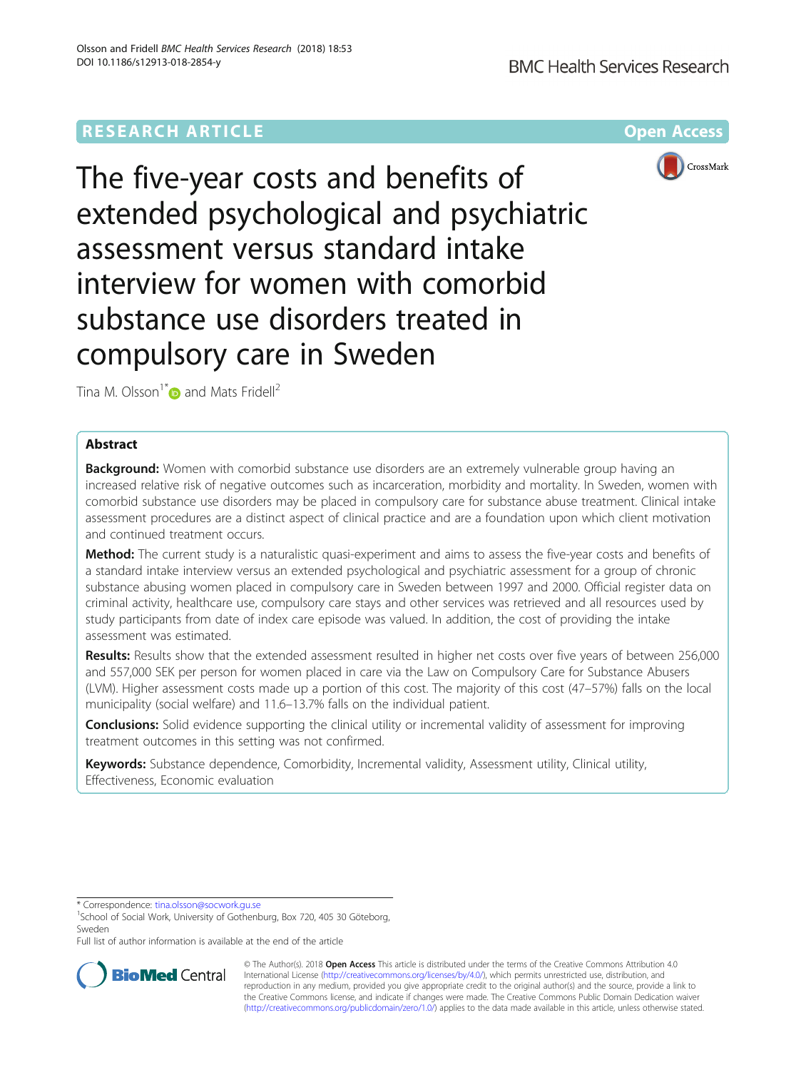RESEARCH ARTICLE

Open Access

# The five-year costs and benefits of extended psychological and psychiatric assessment versus standard intake interview for women with comorbid substance use disorders treated in compulsory care in Sweden

Tina M. Olsson[1*] and Mats Fridell[2]

## Abstract

**Background:** Women with comorbid substance use disorders are an extremely vulnerable group having an increased relative risk of negative outcomes such as incarceration, morbidity and mortality. In Sweden, women with comorbid substance use disorders may be placed in compulsory care for substance abuse treatment. Clinical intake assessment procedures are a distinct aspect of clinical practice and are a foundation upon which client motivation and continued treatment occurs.

**Method:** The current study is a naturalistic quasi-experiment and aims to assess the five-year costs and benefits of a standard intake interview versus an extended psychological and psychiatric assessment for a group of chronic substance abusing women placed in compulsory care in Sweden between 1997 and 2000. Official register data on criminal activity, healthcare use, compulsory care stays and other services was retrieved and all resources used by study participants from date of index care episode was valued. In addition, the cost of providing the intake assessment was estimated.

**Results:** Results show that the extended assessment resulted in higher net costs over five years of between 256,000 and 557,000 SEK per person for women placed in care via the Law on Compulsory Care for Substance Abusers (LVM). Higher assessment costs made up a portion of this cost. The majority of this cost (47–57%) falls on the local municipality (social welfare) and 11.6–13.7% falls on the individual patient.

**Conclusions:** Solid evidence supporting the clinical utility or incremental validity of assessment for improving treatment outcomes in this setting was not confirmed.

**Keywords:** Substance dependence, Comorbidity, Incremental validity, Assessment utility, Clinical utility, Effectiveness, Economic evaluation

* Correspondence: tina.olsson@socwork.gu.se

[1]School of Social Work, University of Gothenburg, Box 720, 405 30 Göteborg, Sweden

Full list of author information is available at the end of the article

© The Author(s). 2018 **Open Access** This article is distributed under the terms of the Creative Commons Attribution 4.0 International License (http://creativecommons.org/licenses/by/4.0/), which permits unrestricted use, distribution, and reproduction in any medium, provided you give appropriate credit to the original author(s) and the source, provide a link to the Creative Commons license, and indicate if changes were made. The Creative Commons Public Domain Dedication waiver (http://creativecommons.org/publicdomain/zero/1.0/) applies to the data made available in this article, unless otherwise stated.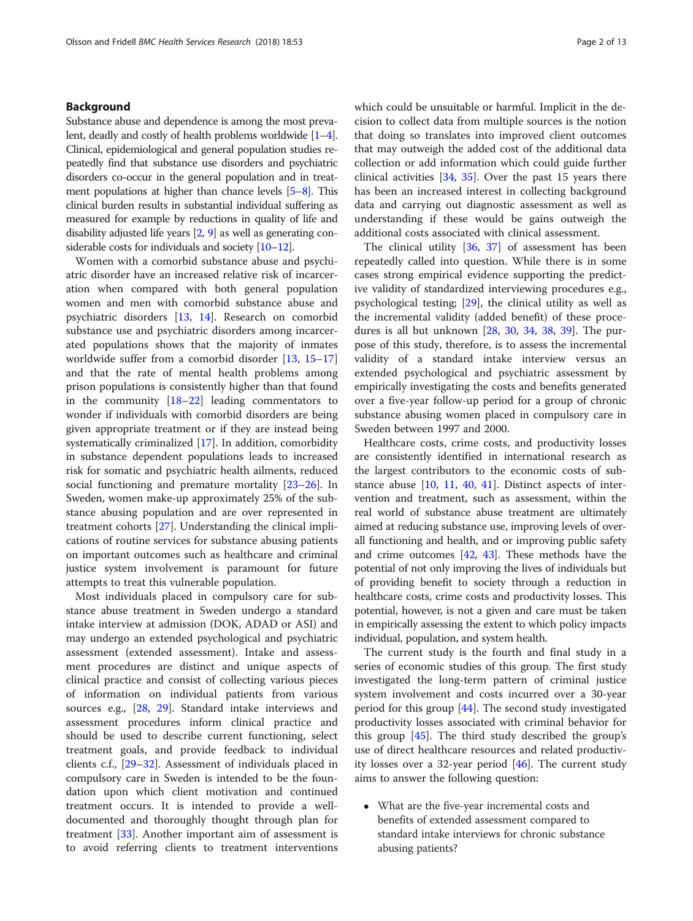## Background

Substance abuse and dependence is among the most prevalent, deadly and costly of health problems worldwide [1–4]. Clinical, epidemiological and general population studies repeatedly find that substance use disorders and psychiatric disorders co-occur in the general population and in treatment populations at higher than chance levels [5–8]. This clinical burden results in substantial individual suffering as measured for example by reductions in quality of life and disability adjusted life years [2, 9] as well as generating considerable costs for individuals and society [10–12].

Women with a comorbid substance abuse and psychiatric disorder have an increased relative risk of incarceration when compared with both general population women and men with comorbid substance abuse and psychiatric disorders [13, 14]. Research on comorbid substance use and psychiatric disorders among incarcerated populations shows that the majority of inmates worldwide suffer from a comorbid disorder [13, 15–17] and that the rate of mental health problems among prison populations is consistently higher than that found in the community [18–22] leading commentators to wonder if individuals with comorbid disorders are being given appropriate treatment or if they are instead being systematically criminalized [17]. In addition, comorbidity in substance dependent populations leads to increased risk for somatic and psychiatric health ailments, reduced social functioning and premature mortality [23–26]. In Sweden, women make-up approximately 25% of the substance abusing population and are over represented in treatment cohorts [27]. Understanding the clinical implications of routine services for substance abusing patients on important outcomes such as healthcare and criminal justice system involvement is paramount for future attempts to treat this vulnerable population.

Most individuals placed in compulsory care for substance abuse treatment in Sweden undergo a standard intake interview at admission (DOK, ADAD or ASI) and may undergo an extended psychological and psychiatric assessment (extended assessment). Intake and assessment procedures are distinct and unique aspects of clinical practice and consist of collecting various pieces of information on individual patients from various sources e.g., [28, 29]. Standard intake interviews and assessment procedures inform clinical practice and should be used to describe current functioning, select treatment goals, and provide feedback to individual clients c.f., [29–32]. Assessment of individuals placed in compulsory care in Sweden is intended to be the foundation upon which client motivation and continued treatment occurs. It is intended to provide a well-documented and thoroughly thought through plan for treatment [33]. Another important aim of assessment is to avoid referring clients to treatment interventions which could be unsuitable or harmful. Implicit in the decision to collect data from multiple sources is the notion that doing so translates into improved client outcomes that may outweigh the added cost of the additional data collection or add information which could guide further clinical activities [34, 35]. Over the past 15 years there has been an increased interest in collecting background data and carrying out diagnostic assessment as well as understanding if these would be gains outweigh the additional costs associated with clinical assessment.

The clinical utility [36, 37] of assessment has been repeatedly called into question. While there is in some cases strong empirical evidence supporting the predictive validity of standardized interviewing procedures e.g., psychological testing; [29], the clinical utility as well as the incremental validity (added benefit) of these procedures is all but unknown [28, 30, 34, 38, 39]. The purpose of this study, therefore, is to assess the incremental validity of a standard intake interview versus an extended psychological and psychiatric assessment by empirically investigating the costs and benefits generated over a five-year follow-up period for a group of chronic substance abusing women placed in compulsory care in Sweden between 1997 and 2000.

Healthcare costs, crime costs, and productivity losses are consistently identified in international research as the largest contributors to the economic costs of substance abuse [10, 11, 40, 41]. Distinct aspects of intervention and treatment, such as assessment, within the real world of substance abuse treatment are ultimately aimed at reducing substance use, improving levels of overall functioning and health, and or improving public safety and crime outcomes [42, 43]. These methods have the potential of not only improving the lives of individuals but of providing benefit to society through a reduction in healthcare costs, crime costs and productivity losses. This potential, however, is not a given and care must be taken in empirically assessing the extent to which policy impacts individual, population, and system health.

The current study is the fourth and final study in a series of economic studies of this group. The first study investigated the long-term pattern of criminal justice system involvement and costs incurred over a 30-year period for this group [44]. The second study investigated productivity losses associated with criminal behavior for this group [45]. The third study described the group's use of direct healthcare resources and related productivity losses over a 32-year period [46]. The current study aims to answer the following question:

- What are the five-year incremental costs and benefits of extended assessment compared to standard intake interviews for chronic substance abusing patients?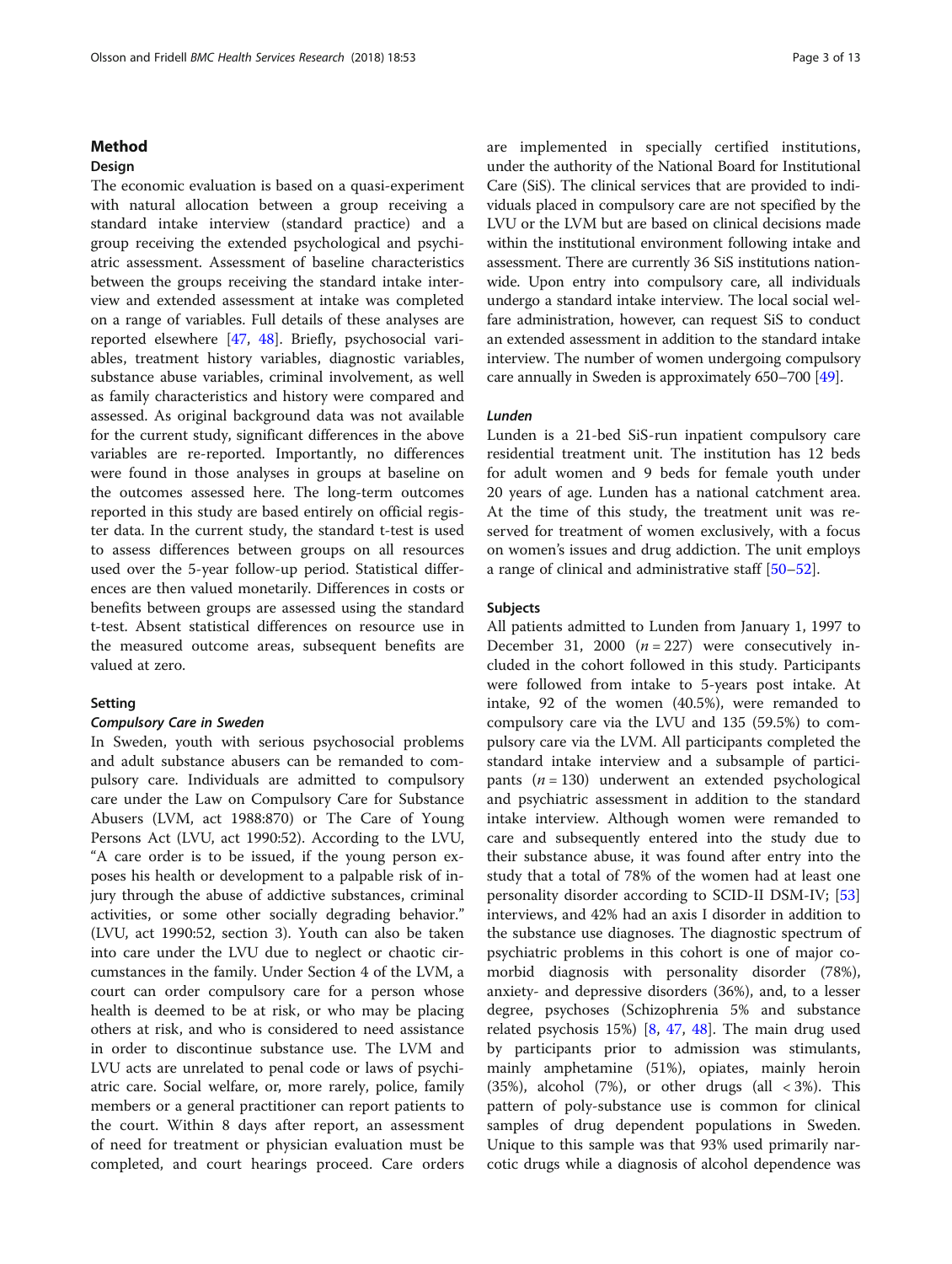## Method

### Design

The economic evaluation is based on a quasi-experiment with natural allocation between a group receiving a standard intake interview (standard practice) and a group receiving the extended psychological and psychiatric assessment. Assessment of baseline characteristics between the groups receiving the standard intake interview and extended assessment at intake was completed on a range of variables. Full details of these analyses are reported elsewhere [47, 48]. Briefly, psychosocial variables, treatment history variables, diagnostic variables, substance abuse variables, criminal involvement, as well as family characteristics and history were compared and assessed. As original background data was not available for the current study, significant differences in the above variables are re-reported. Importantly, no differences were found in those analyses in groups at baseline on the outcomes assessed here. The long-term outcomes reported in this study are based entirely on official register data. In the current study, the standard t-test is used to assess differences between groups on all resources used over the 5-year follow-up period. Statistical differences are then valued monetarily. Differences in costs or benefits between groups are assessed using the standard t-test. Absent statistical differences on resource use in the measured outcome areas, subsequent benefits are valued at zero.

### Setting

#### *Compulsory Care in Sweden*

In Sweden, youth with serious psychosocial problems and adult substance abusers can be remanded to compulsory care. Individuals are admitted to compulsory care under the Law on Compulsory Care for Substance Abusers (LVM, act 1988:870) or The Care of Young Persons Act (LVU, act 1990:52). According to the LVU, "A care order is to be issued, if the young person exposes his health or development to a palpable risk of injury through the abuse of addictive substances, criminal activities, or some other socially degrading behavior." (LVU, act 1990:52, section 3). Youth can also be taken into care under the LVU due to neglect or chaotic circumstances in the family. Under Section 4 of the LVM, a court can order compulsory care for a person whose health is deemed to be at risk, or who may be placing others at risk, and who is considered to need assistance in order to discontinue substance use. The LVM and LVU acts are unrelated to penal code or laws of psychiatric care. Social welfare, or, more rarely, police, family members or a general practitioner can report patients to the court. Within 8 days after report, an assessment of need for treatment or physician evaluation must be completed, and court hearings proceed. Care orders are implemented in specially certified institutions, under the authority of the National Board for Institutional Care (SiS). The clinical services that are provided to individuals placed in compulsory care are not specified by the LVU or the LVM but are based on clinical decisions made within the institutional environment following intake and assessment. There are currently 36 SiS institutions nationwide. Upon entry into compulsory care, all individuals undergo a standard intake interview. The local social welfare administration, however, can request SiS to conduct an extended assessment in addition to the standard intake interview. The number of women undergoing compulsory care annually in Sweden is approximately 650–700 [49].

#### *Lunden*

Lunden is a 21-bed SiS-run inpatient compulsory care residential treatment unit. The institution has 12 beds for adult women and 9 beds for female youth under 20 years of age. Lunden has a national catchment area. At the time of this study, the treatment unit was reserved for treatment of women exclusively, with a focus on women's issues and drug addiction. The unit employs a range of clinical and administrative staff [50–52].

### Subjects

All patients admitted to Lunden from January 1, 1997 to December 31, 2000 ($n = 227$) were consecutively included in the cohort followed in this study. Participants were followed from intake to 5-years post intake. At intake, 92 of the women (40.5%), were remanded to compulsory care via the LVU and 135 (59.5%) to compulsory care via the LVM. All participants completed the standard intake interview and a subsample of participants ($n = 130$) underwent an extended psychological and psychiatric assessment in addition to the standard intake interview. Although women were remanded to care and subsequently entered into the study due to their substance abuse, it was found after entry into the study that a total of 78% of the women had at least one personality disorder according to SCID-II DSM-IV; [53] interviews, and 42% had an axis I disorder in addition to the substance use diagnoses. The diagnostic spectrum of psychiatric problems in this cohort is one of major comorbid diagnosis with personality disorder (78%), anxiety- and depressive disorders (36%), and, to a lesser degree, psychoses (Schizophrenia 5% and substance related psychosis 15%) [8, 47, 48]. The main drug used by participants prior to admission was stimulants, mainly amphetamine (51%), opiates, mainly heroin (35%), alcohol (7%), or other drugs (all < 3%). This pattern of poly-substance use is common for clinical samples of drug dependent populations in Sweden. Unique to this sample was that 93% used primarily narcotic drugs while a diagnosis of alcohol dependence was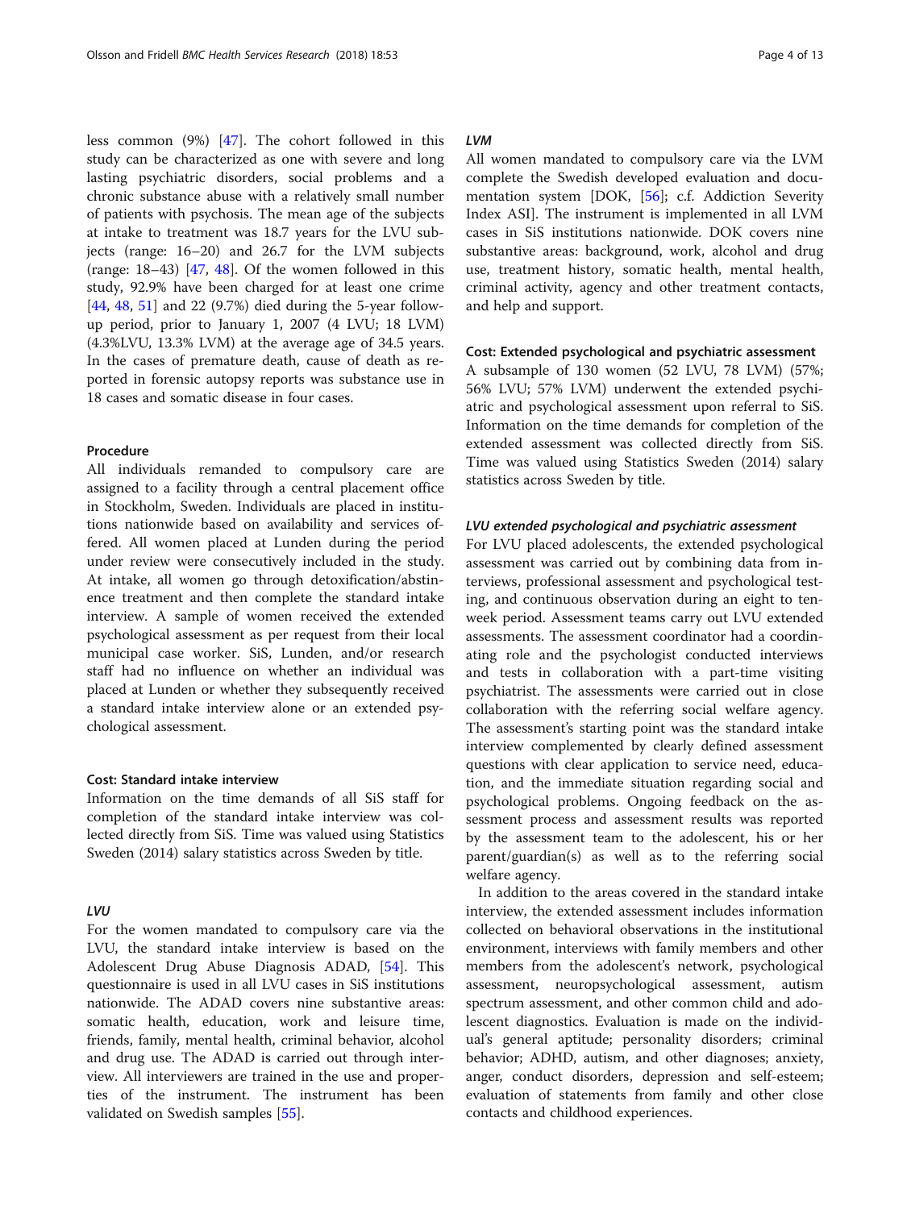less common (9%) [47]. The cohort followed in this study can be characterized as one with severe and long lasting psychiatric disorders, social problems and a chronic substance abuse with a relatively small number of patients with psychosis. The mean age of the subjects at intake to treatment was 18.7 years for the LVU subjects (range: 16–20) and 26.7 for the LVM subjects (range: 18–43) [47, 48]. Of the women followed in this study, 92.9% have been charged for at least one crime [44, 48, 51] and 22 (9.7%) died during the 5-year follow-up period, prior to January 1, 2007 (4 LVU; 18 LVM) (4.3%LVU, 13.3% LVM) at the average age of 34.5 years. In the cases of premature death, cause of death as reported in forensic autopsy reports was substance use in 18 cases and somatic disease in four cases.

### Procedure

All individuals remanded to compulsory care are assigned to a facility through a central placement office in Stockholm, Sweden. Individuals are placed in institutions nationwide based on availability and services offered. All women placed at Lunden during the period under review were consecutively included in the study. At intake, all women go through detoxification/abstinence treatment and then complete the standard intake interview. A sample of women received the extended psychological assessment as per request from their local municipal case worker. SiS, Lunden, and/or research staff had no influence on whether an individual was placed at Lunden or whether they subsequently received a standard intake interview alone or an extended psychological assessment.

### Cost: Standard intake interview

Information on the time demands of all SiS staff for completion of the standard intake interview was collected directly from SiS. Time was valued using Statistics Sweden (2014) salary statistics across Sweden by title.

#### *LVU*

For the women mandated to compulsory care via the LVU, the standard intake interview is based on the Adolescent Drug Abuse Diagnosis ADAD, [54]. This questionnaire is used in all LVU cases in SiS institutions nationwide. The ADAD covers nine substantive areas: somatic health, education, work and leisure time, friends, family, mental health, criminal behavior, alcohol and drug use. The ADAD is carried out through interview. All interviewers are trained in the use and properties of the instrument. The instrument has been validated on Swedish samples [55].

#### *LVM*

All women mandated to compulsory care via the LVM complete the Swedish developed evaluation and documentation system [DOK, [56]; c.f. Addiction Severity Index ASI]. The instrument is implemented in all LVM cases in SiS institutions nationwide. DOK covers nine substantive areas: background, work, alcohol and drug use, treatment history, somatic health, mental health, criminal activity, agency and other treatment contacts, and help and support.

### Cost: Extended psychological and psychiatric assessment

A subsample of 130 women (52 LVU, 78 LVM) (57%; 56% LVU; 57% LVM) underwent the extended psychiatric and psychological assessment upon referral to SiS. Information on the time demands for completion of the extended assessment was collected directly from SiS. Time was valued using Statistics Sweden (2014) salary statistics across Sweden by title.

#### *LVU extended psychological and psychiatric assessment*

For LVU placed adolescents, the extended psychological assessment was carried out by combining data from interviews, professional assessment and psychological testing, and continuous observation during an eight to ten-week period. Assessment teams carry out LVU extended assessments. The assessment coordinator had a coordinating role and the psychologist conducted interviews and tests in collaboration with a part-time visiting psychiatrist. The assessments were carried out in close collaboration with the referring social welfare agency. The assessment's starting point was the standard intake interview complemented by clearly defined assessment questions with clear application to service need, education, and the immediate situation regarding social and psychological problems. Ongoing feedback on the assessment process and assessment results was reported by the assessment team to the adolescent, his or her parent/guardian(s) as well as to the referring social welfare agency.

In addition to the areas covered in the standard intake interview, the extended assessment includes information collected on behavioral observations in the institutional environment, interviews with family members and other members from the adolescent's network, psychological assessment, neuropsychological assessment, autism spectrum assessment, and other common child and adolescent diagnostics. Evaluation is made on the individual's general aptitude; personality disorders; criminal behavior; ADHD, autism, and other diagnoses; anxiety, anger, conduct disorders, depression and self-esteem; evaluation of statements from family and other close contacts and childhood experiences.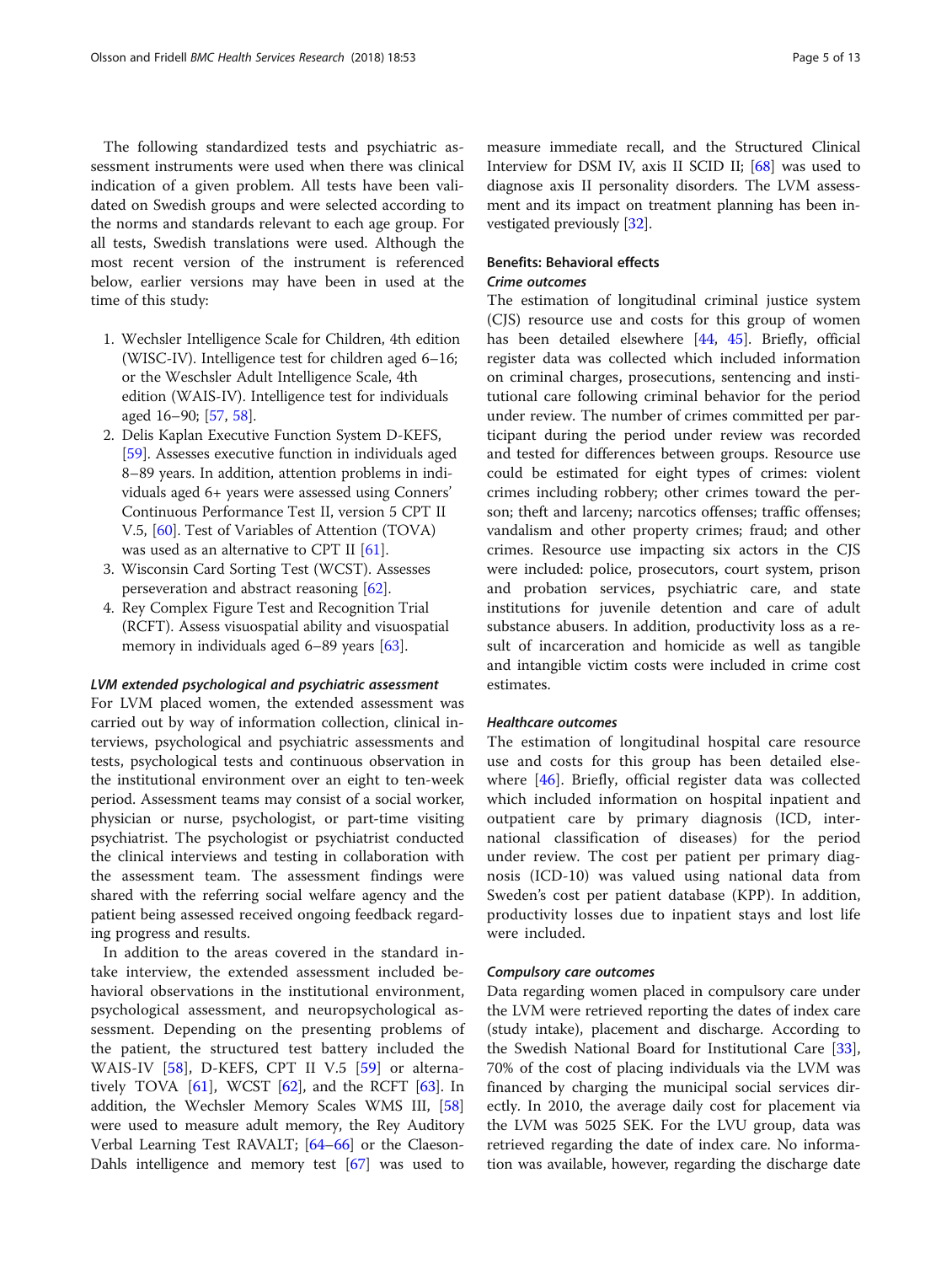The following standardized tests and psychiatric assessment instruments were used when there was clinical indication of a given problem. All tests have been validated on Swedish groups and were selected according to the norms and standards relevant to each age group. For all tests, Swedish translations were used. Although the most recent version of the instrument is referenced below, earlier versions may have been in used at the time of this study:

1. Wechsler Intelligence Scale for Children, 4th edition (WISC-IV). Intelligence test for children aged 6–16; or the Weschsler Adult Intelligence Scale, 4th edition (WAIS-IV). Intelligence test for individuals aged 16–90; [57, 58].
2. Delis Kaplan Executive Function System D-KEFS, [59]. Assesses executive function in individuals aged 8–89 years. In addition, attention problems in individuals aged 6+ years were assessed using Conners' Continuous Performance Test II, version 5 CPT II V.5, [60]. Test of Variables of Attention (TOVA) was used as an alternative to CPT II [61].
3. Wisconsin Card Sorting Test (WCST). Assesses perseveration and abstract reasoning [62].
4. Rey Complex Figure Test and Recognition Trial (RCFT). Assess visuospatial ability and visuospatial memory in individuals aged 6–89 years [63].

#### *LVM extended psychological and psychiatric assessment*

For LVM placed women, the extended assessment was carried out by way of information collection, clinical interviews, psychological and psychiatric assessments and tests, psychological tests and continuous observation in the institutional environment over an eight to ten-week period. Assessment teams may consist of a social worker, physician or nurse, psychologist, or part-time visiting psychiatrist. The psychologist or psychiatrist conducted the clinical interviews and testing in collaboration with the assessment team. The assessment findings were shared with the referring social welfare agency and the patient being assessed received ongoing feedback regarding progress and results.

In addition to the areas covered in the standard intake interview, the extended assessment included behavioral observations in the institutional environment, psychological assessment, and neuropsychological assessment. Depending on the presenting problems of the patient, the structured test battery included the WAIS-IV [58], D-KEFS, CPT II V.5 [59] or alternatively TOVA [61], WCST [62], and the RCFT [63]. In addition, the Wechsler Memory Scales WMS III, [58] were used to measure adult memory, the Rey Auditory Verbal Learning Test RAVALT; [64–66] or the Claeson-Dahls intelligence and memory test [67] was used to measure immediate recall, and the Structured Clinical Interview for DSM IV, axis II SCID II; [68] was used to diagnose axis II personality disorders. The LVM assessment and its impact on treatment planning has been investigated previously [32].

### Benefits: Behavioral effects

#### *Crime outcomes*

The estimation of longitudinal criminal justice system (CJS) resource use and costs for this group of women has been detailed elsewhere [44, 45]. Briefly, official register data was collected which included information on criminal charges, prosecutions, sentencing and institutional care following criminal behavior for the period under review. The number of crimes committed per participant during the period under review was recorded and tested for differences between groups. Resource use could be estimated for eight types of crimes: violent crimes including robbery; other crimes toward the person; theft and larceny; narcotics offenses; traffic offenses; vandalism and other property crimes; fraud; and other crimes. Resource use impacting six actors in the CJS were included: police, prosecutors, court system, prison and probation services, psychiatric care, and state institutions for juvenile detention and care of adult substance abusers. In addition, productivity loss as a result of incarceration and homicide as well as tangible and intangible victim costs were included in crime cost estimates.

#### *Healthcare outcomes*

The estimation of longitudinal hospital care resource use and costs for this group has been detailed elsewhere [46]. Briefly, official register data was collected which included information on hospital inpatient and outpatient care by primary diagnosis (ICD, international classification of diseases) for the period under review. The cost per patient per primary diagnosis (ICD-10) was valued using national data from Sweden's cost per patient database (KPP). In addition, productivity losses due to inpatient stays and lost life were included.

#### *Compulsory care outcomes*

Data regarding women placed in compulsory care under the LVM were retrieved reporting the dates of index care (study intake), placement and discharge. According to the Swedish National Board for Institutional Care [33], 70% of the cost of placing individuals via the LVM was financed by charging the municipal social services directly. In 2010, the average daily cost for placement via the LVM was 5025 SEK. For the LVU group, data was retrieved regarding the date of index care. No information was available, however, regarding the discharge date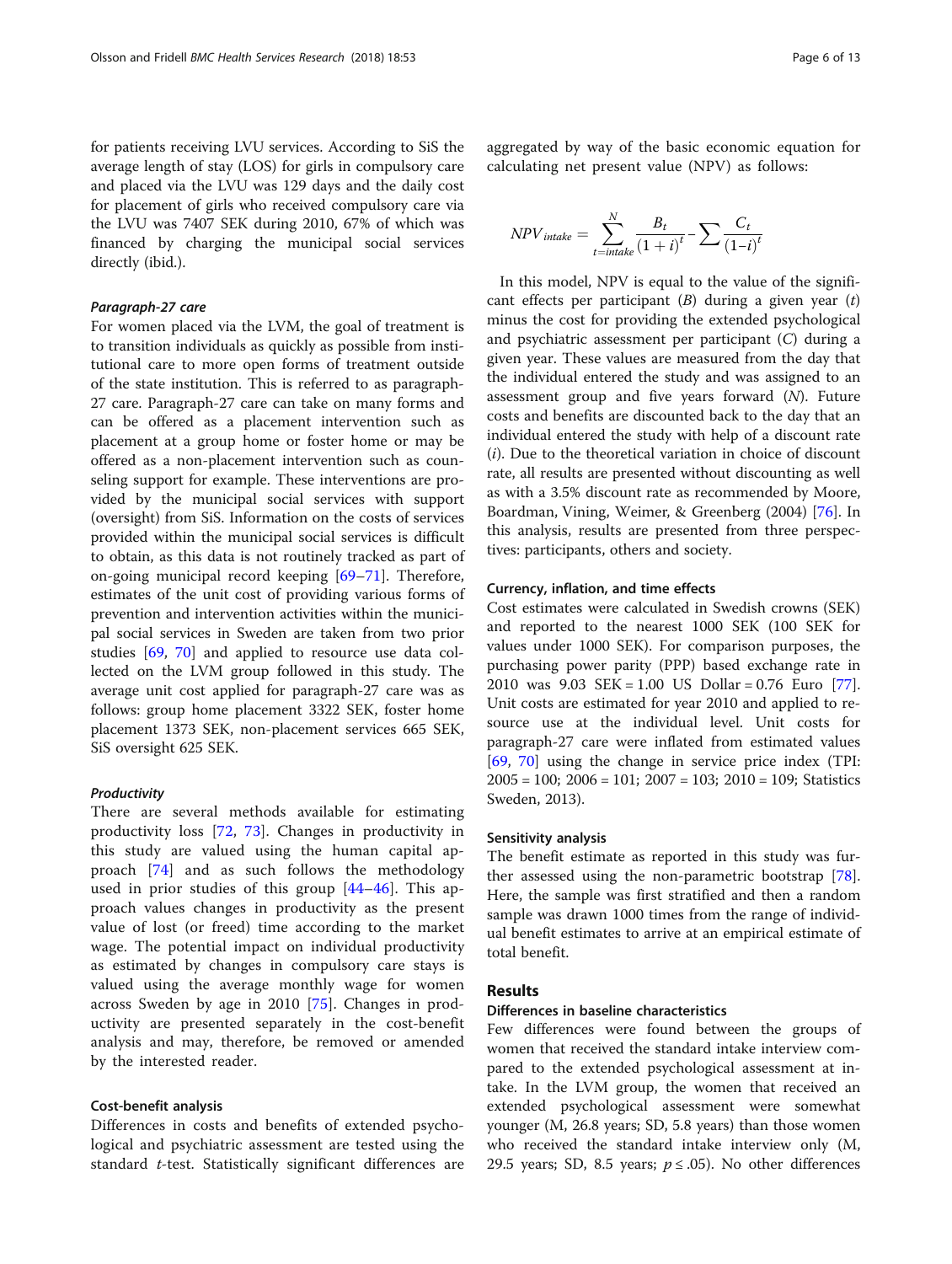for patients receiving LVU services. According to SiS the average length of stay (LOS) for girls in compulsory care and placed via the LVU was 129 days and the daily cost for placement of girls who received compulsory care via the LVU was 7407 SEK during 2010, 67% of which was financed by charging the municipal social services directly (ibid.).

#### *Paragraph-27 care*

For women placed via the LVM, the goal of treatment is to transition individuals as quickly as possible from institutional care to more open forms of treatment outside of the state institution. This is referred to as paragraph-27 care. Paragraph-27 care can take on many forms and can be offered as a placement intervention such as placement at a group home or foster home or may be offered as a non-placement intervention such as counseling support for example. These interventions are provided by the municipal social services with support (oversight) from SiS. Information on the costs of services provided within the municipal social services is difficult to obtain, as this data is not routinely tracked as part of on-going municipal record keeping [69–71]. Therefore, estimates of the unit cost of providing various forms of prevention and intervention activities within the municipal social services in Sweden are taken from two prior studies [69, 70] and applied to resource use data collected on the LVM group followed in this study. The average unit cost applied for paragraph-27 care was as follows: group home placement 3322 SEK, foster home placement 1373 SEK, non-placement services 665 SEK, SiS oversight 625 SEK.

#### *Productivity*

There are several methods available for estimating productivity loss [72, 73]. Changes in productivity in this study are valued using the human capital approach [74] and as such follows the methodology used in prior studies of this group [44–46]. This approach values changes in productivity as the present value of lost (or freed) time according to the market wage. The potential impact on individual productivity as estimated by changes in compulsory care stays is valued using the average monthly wage for women across Sweden by age in 2010 [75]. Changes in productivity are presented separately in the cost-benefit analysis and may, therefore, be removed or amended by the interested reader.

### Cost-benefit analysis

Differences in costs and benefits of extended psychological and psychiatric assessment are tested using the standard *t*-test. Statistically significant differences are aggregated by way of the basic economic equation for calculating net present value (NPV) as follows:

$$NPV_{intake} = \sum_{t=intake}^{N} \frac{B_t}{(1+i)^t} - \sum \frac{C_t}{(1-i)^t}$$

In this model, NPV is equal to the value of the significant effects per participant ($B$) during a given year ($t$) minus the cost for providing the extended psychological and psychiatric assessment per participant ($C$) during a given year. These values are measured from the day that the individual entered the study and was assigned to an assessment group and five years forward ($N$). Future costs and benefits are discounted back to the day that an individual entered the study with help of a discount rate ($i$). Due to the theoretical variation in choice of discount rate, all results are presented without discounting as well as with a 3.5% discount rate as recommended by Moore, Boardman, Vining, Weimer, & Greenberg (2004) [76]. In this analysis, results are presented from three perspectives: participants, others and society.

### Currency, inflation, and time effects

Cost estimates were calculated in Swedish crowns (SEK) and reported to the nearest 1000 SEK (100 SEK for values under 1000 SEK). For comparison purposes, the purchasing power parity (PPP) based exchange rate in 2010 was 9.03 SEK = 1.00 US Dollar = 0.76 Euro [77]. Unit costs are estimated for year 2010 and applied to resource use at the individual level. Unit costs for paragraph-27 care were inflated from estimated values [69, 70] using the change in service price index (TPI: 2005 = 100; 2006 = 101; 2007 = 103; 2010 = 109; Statistics Sweden, 2013).

### Sensitivity analysis

The benefit estimate as reported in this study was further assessed using the non-parametric bootstrap [78]. Here, the sample was first stratified and then a random sample was drawn 1000 times from the range of individual benefit estimates to arrive at an empirical estimate of total benefit.

## Results

### Differences in baseline characteristics

Few differences were found between the groups of women that received the standard intake interview compared to the extended psychological assessment at intake. In the LVM group, the women that received an extended psychological assessment were somewhat younger (M, 26.8 years; SD, 5.8 years) than those women who received the standard intake interview only (M, 29.5 years; SD, 8.5 years; $p \leq .05$). No other differences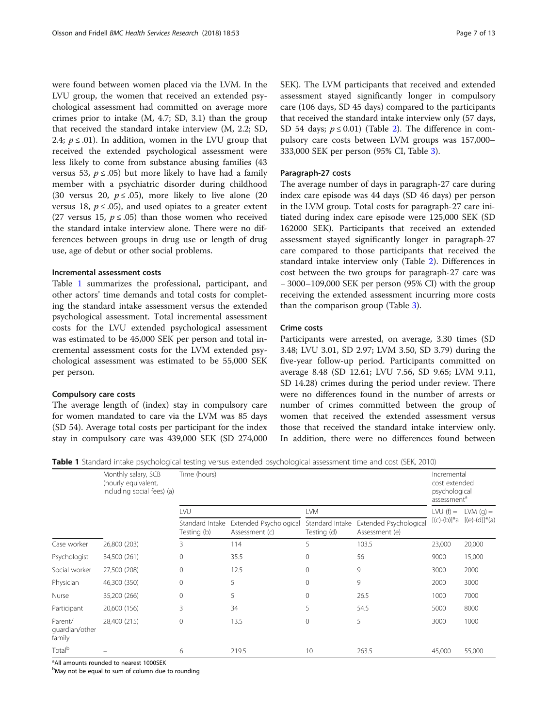were found between women placed via the LVM. In the LVU group, the women that received an extended psychological assessment had committed on average more crimes prior to intake (M, 4.7; SD, 3.1) than the group that received the standard intake interview (M, 2.2; SD, 2.4; $p \leq .01$). In addition, women in the LVU group that received the extended psychological assessment were less likely to come from substance abusing families (43 versus 53, $p \leq .05$) but more likely to have had a family member with a psychiatric disorder during childhood (30 versus 20, $p \leq .05$), more likely to live alone (20 versus 18, $p \leq .05$), and used opiates to a greater extent (27 versus 15, $p \leq .05$) than those women who received the standard intake interview alone. There were no differences between groups in drug use or length of drug use, age of debut or other social problems.

### Incremental assessment costs

Table 1 summarizes the professional, participant, and other actors' time demands and total costs for completing the standard intake assessment versus the extended psychological assessment. Total incremental assessment costs for the LVU extended psychological assessment was estimated to be 45,000 SEK per person and total incremental assessment costs for the LVM extended psychological assessment was estimated to be 55,000 SEK per person.

### Compulsory care costs

The average length of (index) stay in compulsory care for women mandated to care via the LVM was 85 days (SD 54). Average total costs per participant for the index stay in compulsory care was 439,000 SEK (SD 274,000 SEK). The LVM participants that received and extended assessment stayed significantly longer in compulsory care (106 days, SD 45 days) compared to the participants that received the standard intake interview only (57 days, SD 54 days; $p \leq 0.01$) (Table 2). The difference in compulsory care costs between LVM groups was 157,000–333,000 SEK per person (95% CI, Table 3).

### Paragraph-27 costs

The average number of days in paragraph-27 care during index care episode was 44 days (SD 46 days) per person in the LVM group. Total costs for paragraph-27 care initiated during index care episode were 125,000 SEK (SD 162000 SEK). Participants that received an extended assessment stayed significantly longer in paragraph-27 care compared to those participants that received the standard intake interview only (Table 2). Differences in cost between the two groups for paragraph-27 care was – 3000–109,000 SEK per person (95% CI) with the group receiving the extended assessment incurring more costs than the comparison group (Table 3).

### Crime costs

Participants were arrested, on average, 3.30 times (SD 3.48; LVU 3.01, SD 2.97; LVM 3.50, SD 3.79) during the five-year follow-up period. Participants committed on average 8.48 (SD 12.61; LVU 7.56, SD 9.65; LVM 9.11, SD 14.28) crimes during the period under review. There were no differences found in the number of arrests or number of crimes committed between the group of women that received the extended assessment versus those that received the standard intake interview only. In addition, there were no differences found between

**Table 1** Standard intake psychological testing versus extended psychological assessment time and cost (SEK, 2010)

| | Monthly salary, SCB (hourly equivalent, including social fees) (a) | Time (hours) | | | | Incremental cost extended psychological assessment[a] | |
|---|---|---|---|---|---|---|---|
| | | LVU | | LVM | | LVU (f) = [(c)-(b)]*a | LVM (g) = [(e)-(d)]*(a) |
| | | Standard Intake Testing (b) | Extended Psychological Assessment (c) | Standard Intake Testing (d) | Extended Psychological Assessment (e) | | |
| Case worker | 26,800 (203) | 3 | 114 | 5 | 103.5 | 23,000 | 20,000 |
| Psychologist | 34,500 (261) | 0 | 35.5 | 0 | 56 | 9000 | 15,000 |
| Social worker | 27,500 (208) | 0 | 12.5 | 0 | 9 | 3000 | 2000 |
| Physician | 46,300 (350) | 0 | 5 | 0 | 9 | 2000 | 3000 |
| Nurse | 35,200 (266) | 0 | 5 | 0 | 26.5 | 1000 | 7000 |
| Participant | 20,600 (156) | 3 | 34 | 5 | 54.5 | 5000 | 8000 |
| Parent/ guardian/other family | 28,400 (215) | 0 | 13.5 | 0 | 5 | 3000 | 1000 |
| Total[b] | – | 6 | 219.5 | 10 | 263.5 | 45,000 | 55,000 |

[a]All amounts rounded to nearest 1000SEK
[b]May not be equal to sum of column due to rounding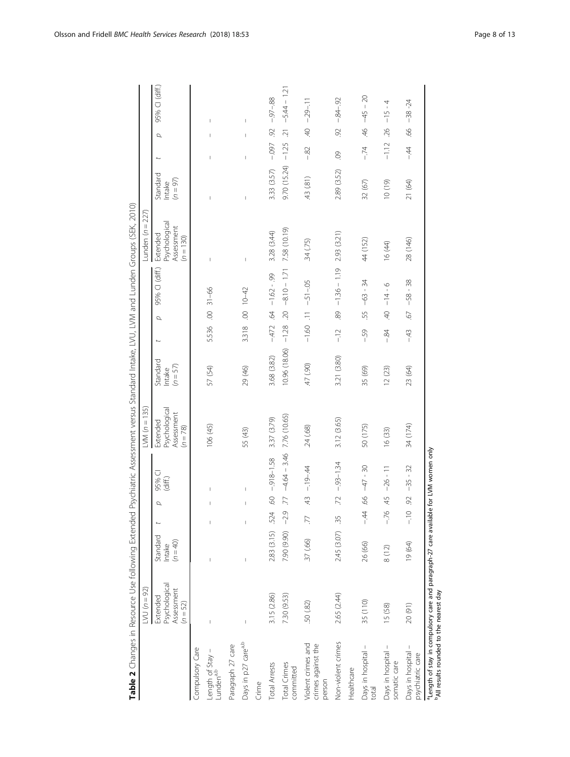**Table 2** Changes in Resource Use following Extended Psychiatric Assessment versus Standard Intake, LVU, LVM and Lunden Groups (SEK, 2010)

| | LVU (*n* = 92) | | | | | LVM (*n* = 135) | | | | | Lunden (*n* = 227) | | | | |
|---|---|---|---|---|---|---|---|---|---|---|---|---|---|---|---|
| | Extended Psychological Assessment (*n* = 52) | Standard Intake (*n* = 40) | *t* | *p* | 95% CI (diff.) | Extended Psychological Assessment (*n* = 78) | Standard Intake (*n* = 57) | *t* | *p* | 95% CI (diff.) | Extended Psychological Assessment (*n* = 130) | Standard Intake (*n* = 97) | *t* | *p* | 95% CI (diff.) |
| Compulsory Care | | | | | | | | | | | | | | | |
| Length of Stay – Lunden[a,b] | – | – | – | – | – | 106 (45) | 57 (54) | 5.536 | .00 | 31–66 | – | – | – | – | – |
| Paragraph 27 care | | | | | | | | | | | | | | | |
| Days in p27 care[a,b] | – | – | – | – | – | 55 (43) | 29 (46) | 3.318 | .00 | 10–42 | – | – | – | – | – |
| Crime | | | | | | | | | | | | | | | |
| Total Arrests | 3.15 (2.86) | 2.83 (3.15) | .524 | .60 | −.918–1.58 | 3.37 (3.79) | 3.68 (3.82) | −.472 | .64 | −1.62 - .99 | 3.28 (3.44) | 3.33 (3.57) | −.097 | .92 | −.97–.88 |
| Total Crimes committed | 7.30 (9.53) | 7.90 (9.90) | −2.9 | .77 | −4.64 – 3.46 | 7.76 (10.65) | 10.96 (18.06) | −1.28 | .20 | −8.10 – 1.71 | 7.58 (10.19) | 9.70 (15.24) | −1.25 | .21 | −5.44 – 1.21 |
| Violent crimes and crimes against the person | .50 (.82) | .37 (.66) | .77 | .43 | −.19–.44 | .24 (.68) | .47 (.90) | −1.60 | .11 | −.51–.05 | .34 (.75) | .43 (.81) | −.82 | .40 | −.29–.11 |
| Non-violent crimes | 2.65 (2.44) | 2.45 (3.07) | .35 | .72 | −.93–1.34 | 3.12 (3.65) | 3.21 (3.80) | −.12 | .89 | −1.36 – 1.19 | 2.93 (3.21) | 2.89 (3.52) | .09 | .92 | −.84–.92 |
| Healthcare | | | | | | | | | | | | | | | |
| Days in hospital – total | 35 (110) | 26 (66) | −.44 | .66 | −47 - 30 | 50 (175) | 35 (69) | −.59 | .55 | −63 - 34 | 44 (152) | 32 (67) | −.74 | .46 | −45 – 20 |
| Days in hospital – somatic care | 15 (58) | 8 (12) | −.76 | .45 | −26 - 11 | 16 (33) | 12 (23) | −.84 | .40 | −14 - 6 | 16 (44) | 10 (19) | −1.12 | .26 | −15 - 4 |
| Days in hospital – psychiatric care | 20 (91) | 19 (64) | −.10 | .92 | −35 - 32 | 34 (174) | 23 (64) | −.43 | .67 | −58 - 38 | 28 (146) | 21 (64) | −.44 | .66 | −38 -24 |

[a]Length of stay in compulsory care and paragraph-27 care available for LVM women only
[b]All results rounded to the nearest day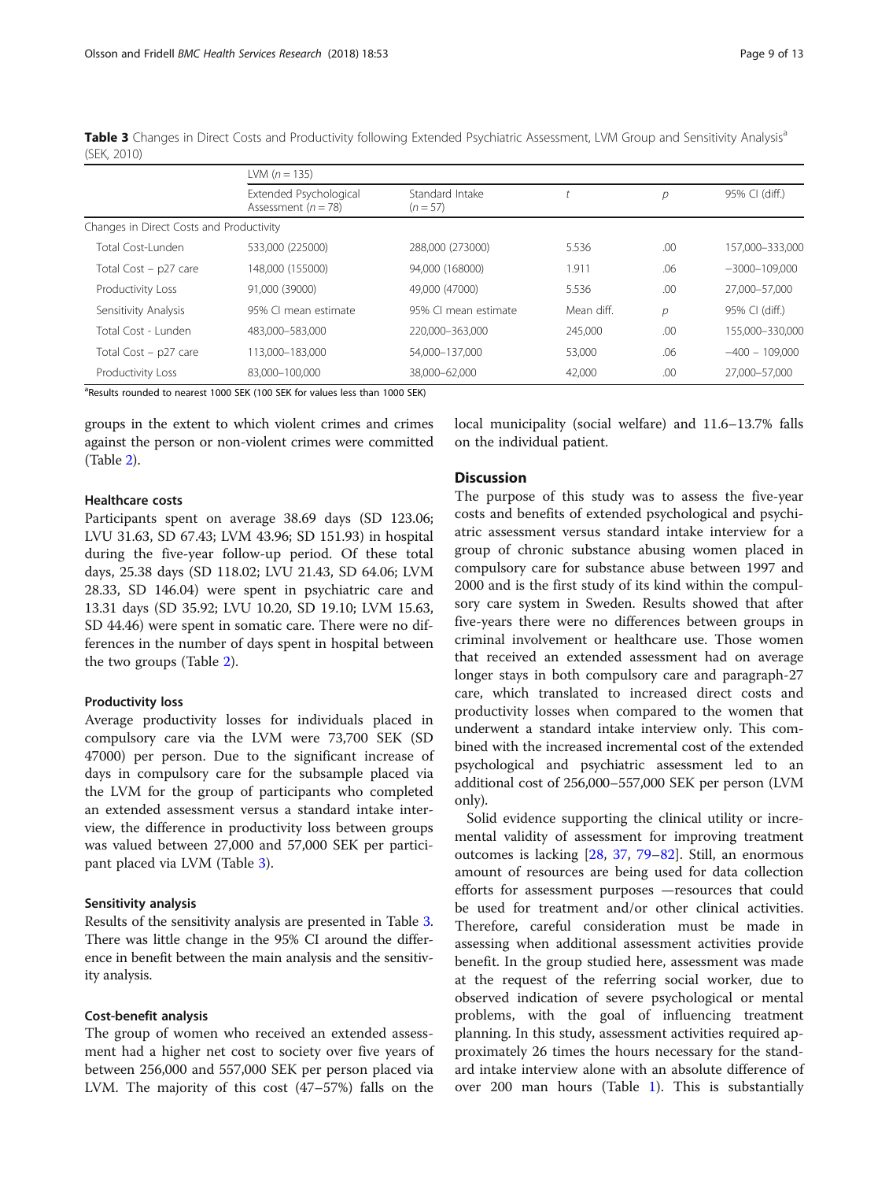**Table 3** Changes in Direct Costs and Productivity following Extended Psychiatric Assessment, LVM Group and Sensitivity Analysis[a] (SEK, 2010)

| | LVM ($n = 135$) | | | | |
|---|---|---|---|---|---|
| | Extended Psychological Assessment ($n = 78$) | Standard Intake ($n = 57$) | $t$ | $p$ | 95% CI (diff.) |
| Changes in Direct Costs and Productivity | | | | | |
| Total Cost-Lunden | 533,000 (225000) | 288,000 (273000) | 5.536 | .00 | 157,000–333,000 |
| Total Cost – p27 care | 148,000 (155000) | 94,000 (168000) | 1.911 | .06 | −3000–109,000 |
| Productivity Loss | 91,000 (39000) | 49,000 (47000) | 5.536 | .00 | 27,000–57,000 |
| Sensitivity Analysis | 95% CI mean estimate | 95% CI mean estimate | Mean diff. | $p$ | 95% CI (diff.) |
| Total Cost - Lunden | 483,000–583,000 | 220,000–363,000 | 245,000 | .00 | 155,000–330,000 |
| Total Cost – p27 care | 113,000–183,000 | 54,000–137,000 | 53,000 | .06 | −400 – 109,000 |
| Productivity Loss | 83,000–100,000 | 38,000–62,000 | 42,000 | .00 | 27,000–57,000 |

[a]Results rounded to nearest 1000 SEK (100 SEK for values less than 1000 SEK)

groups in the extent to which violent crimes and crimes against the person or non-violent crimes were committed (Table 2).

#### Healthcare costs

Participants spent on average 38.69 days (SD 123.06; LVU 31.63, SD 67.43; LVM 43.96; SD 151.93) in hospital during the five-year follow-up period. Of these total days, 25.38 days (SD 118.02; LVU 21.43, SD 64.06; LVM 28.33, SD 146.04) were spent in psychiatric care and 13.31 days (SD 35.92; LVU 10.20, SD 19.10; LVM 15.63, SD 44.46) were spent in somatic care. There were no differences in the number of days spent in hospital between the two groups (Table 2).

#### Productivity loss

Average productivity losses for individuals placed in compulsory care via the LVM were 73,700 SEK (SD 47000) per person. Due to the significant increase of days in compulsory care for the subsample placed via the LVM for the group of participants who completed an extended assessment versus a standard intake interview, the difference in productivity loss between groups was valued between 27,000 and 57,000 SEK per participant placed via LVM (Table 3).

#### Sensitivity analysis

Results of the sensitivity analysis are presented in Table 3. There was little change in the 95% CI around the difference in benefit between the main analysis and the sensitivity analysis.

#### Cost-benefit analysis

The group of women who received an extended assessment had a higher net cost to society over five years of between 256,000 and 557,000 SEK per person placed via LVM. The majority of this cost (47–57%) falls on the local municipality (social welfare) and 11.6–13.7% falls on the individual patient.

## Discussion

The purpose of this study was to assess the five-year costs and benefits of extended psychological and psychiatric assessment versus standard intake interview for a group of chronic substance abusing women placed in compulsory care for substance abuse between 1997 and 2000 and is the first study of its kind within the compulsory care system in Sweden. Results showed that after five-years there were no differences between groups in criminal involvement or healthcare use. Those women that received an extended assessment had on average longer stays in both compulsory care and paragraph-27 care, which translated to increased direct costs and productivity losses when compared to the women that underwent a standard intake interview only. This combined with the increased incremental cost of the extended psychological and psychiatric assessment led to an additional cost of 256,000–557,000 SEK per person (LVM only).

Solid evidence supporting the clinical utility or incremental validity of assessment for improving treatment outcomes is lacking [28, 37, 79–82]. Still, an enormous amount of resources are being used for data collection efforts for assessment purposes —resources that could be used for treatment and/or other clinical activities. Therefore, careful consideration must be made in assessing when additional assessment activities provide benefit. In the group studied here, assessment was made at the request of the referring social worker, due to observed indication of severe psychological or mental problems, with the goal of influencing treatment planning. In this study, assessment activities required approximately 26 times the hours necessary for the standard intake interview alone with an absolute difference of over 200 man hours (Table 1). This is substantially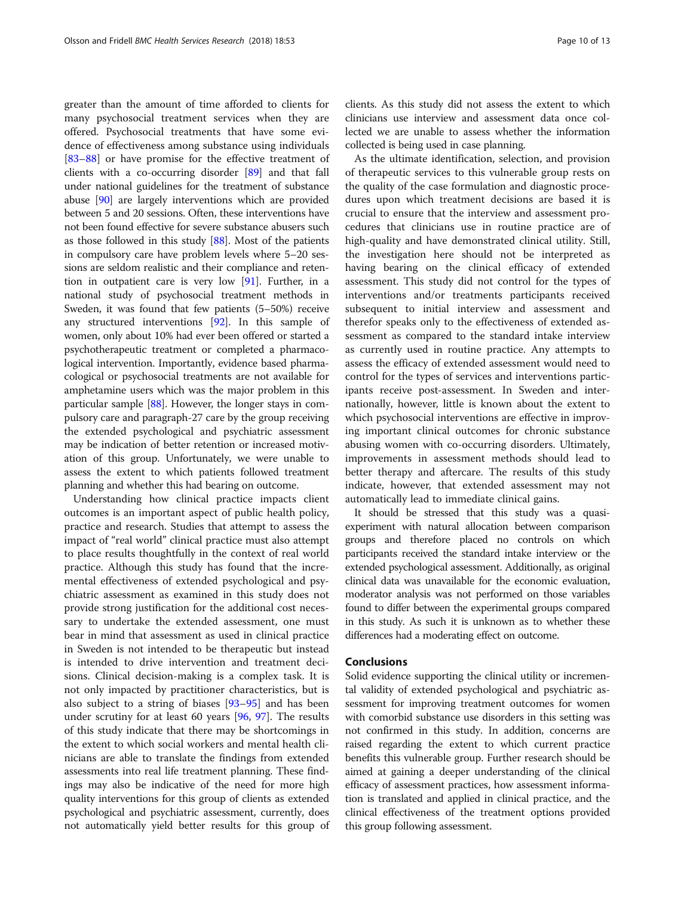greater than the amount of time afforded to clients for many psychosocial treatment services when they are offered. Psychosocial treatments that have some evidence of effectiveness among substance using individuals [83–88] or have promise for the effective treatment of clients with a co-occurring disorder [89] and that fall under national guidelines for the treatment of substance abuse [90] are largely interventions which are provided between 5 and 20 sessions. Often, these interventions have not been found effective for severe substance abusers such as those followed in this study [88]. Most of the patients in compulsory care have problem levels where 5–20 sessions are seldom realistic and their compliance and retention in outpatient care is very low [91]. Further, in a national study of psychosocial treatment methods in Sweden, it was found that few patients (5–50%) receive any structured interventions [92]. In this sample of women, only about 10% had ever been offered or started a psychotherapeutic treatment or completed a pharmacological intervention. Importantly, evidence based pharmacological or psychosocial treatments are not available for amphetamine users which was the major problem in this particular sample [88]. However, the longer stays in compulsory care and paragraph-27 care by the group receiving the extended psychological and psychiatric assessment may be indication of better retention or increased motivation of this group. Unfortunately, we were unable to assess the extent to which patients followed treatment planning and whether this had bearing on outcome.

Understanding how clinical practice impacts client outcomes is an important aspect of public health policy, practice and research. Studies that attempt to assess the impact of "real world" clinical practice must also attempt to place results thoughtfully in the context of real world practice. Although this study has found that the incremental effectiveness of extended psychological and psychiatric assessment as examined in this study does not provide strong justification for the additional cost necessary to undertake the extended assessment, one must bear in mind that assessment as used in clinical practice in Sweden is not intended to be therapeutic but instead is intended to drive intervention and treatment decisions. Clinical decision-making is a complex task. It is not only impacted by practitioner characteristics, but is also subject to a string of biases [93–95] and has been under scrutiny for at least 60 years [96, 97]. The results of this study indicate that there may be shortcomings in the extent to which social workers and mental health clinicians are able to translate the findings from extended assessments into real life treatment planning. These findings may also be indicative of the need for more high quality interventions for this group of clients as extended psychological and psychiatric assessment, currently, does not automatically yield better results for this group of clients. As this study did not assess the extent to which clinicians use interview and assessment data once collected we are unable to assess whether the information collected is being used in case planning.

As the ultimate identification, selection, and provision of therapeutic services to this vulnerable group rests on the quality of the case formulation and diagnostic procedures upon which treatment decisions are based it is crucial to ensure that the interview and assessment procedures that clinicians use in routine practice are of high-quality and have demonstrated clinical utility. Still, the investigation here should not be interpreted as having bearing on the clinical efficacy of extended assessment. This study did not control for the types of interventions and/or treatments participants received subsequent to initial interview and assessment and therefor speaks only to the effectiveness of extended assessment as compared to the standard intake interview as currently used in routine practice. Any attempts to assess the efficacy of extended assessment would need to control for the types of services and interventions participants receive post-assessment. In Sweden and internationally, however, little is known about the extent to which psychosocial interventions are effective in improving important clinical outcomes for chronic substance abusing women with co-occurring disorders. Ultimately, improvements in assessment methods should lead to better therapy and aftercare. The results of this study indicate, however, that extended assessment may not automatically lead to immediate clinical gains.

It should be stressed that this study was a quasi-experiment with natural allocation between comparison groups and therefore placed no controls on which participants received the standard intake interview or the extended psychological assessment. Additionally, as original clinical data was unavailable for the economic evaluation, moderator analysis was not performed on those variables found to differ between the experimental groups compared in this study. As such it is unknown as to whether these differences had a moderating effect on outcome.

## Conclusions

Solid evidence supporting the clinical utility or incremental validity of extended psychological and psychiatric assessment for improving treatment outcomes for women with comorbid substance use disorders in this setting was not confirmed in this study. In addition, concerns are raised regarding the extent to which current practice benefits this vulnerable group. Further research should be aimed at gaining a deeper understanding of the clinical efficacy of assessment practices, how assessment information is translated and applied in clinical practice, and the clinical effectiveness of the treatment options provided this group following assessment.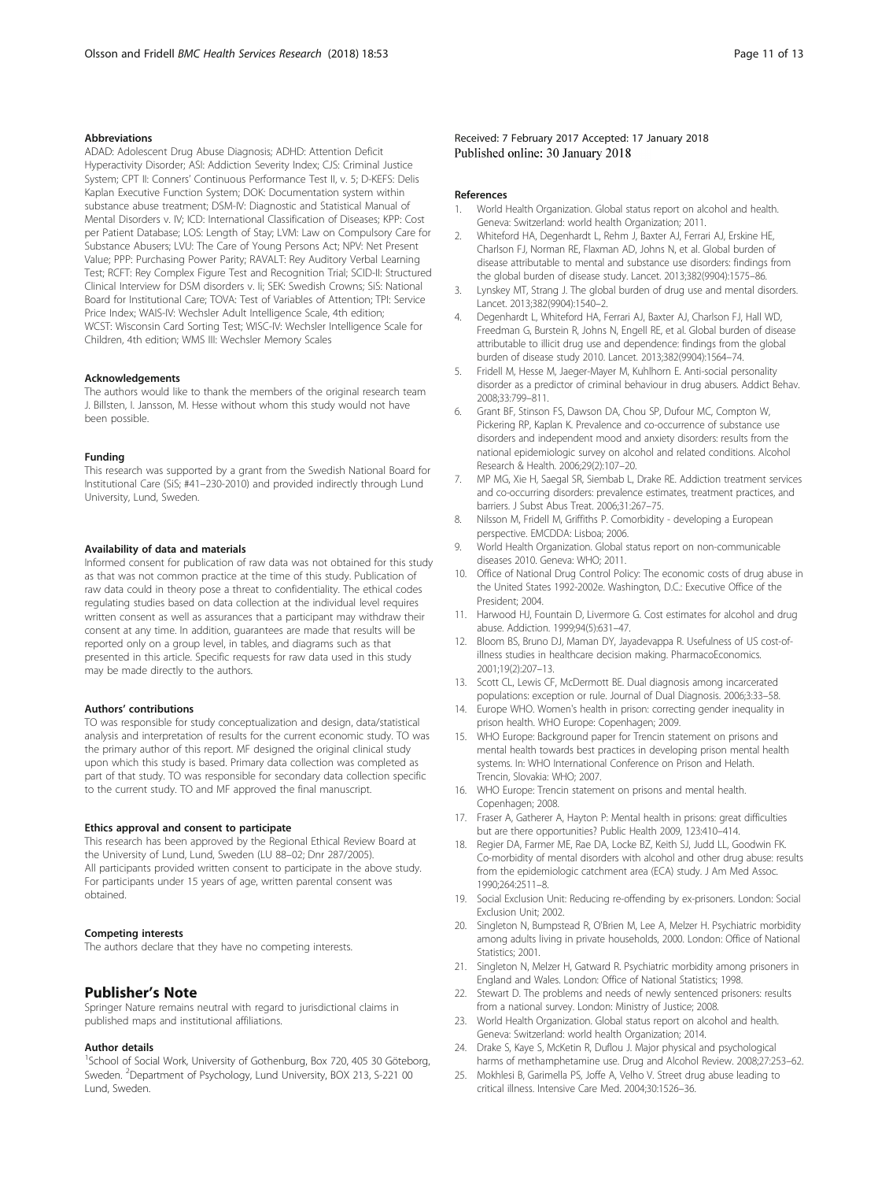#### Abbreviations

ADAD: Adolescent Drug Abuse Diagnosis; ADHD: Attention Deficit Hyperactivity Disorder; ASI: Addiction Severity Index; CJS: Criminal Justice System; CPT II: Conners' Continuous Performance Test II, v. 5; D-KEFS: Delis Kaplan Executive Function System; DOK: Documentation system within substance abuse treatment; DSM-IV: Diagnostic and Statistical Manual of Mental Disorders v. IV; ICD: International Classification of Diseases; KPP: Cost per Patient Database; LOS: Length of Stay; LVM: Law on Compulsory Care for Substance Abusers; LVU: The Care of Young Persons Act; NPV: Net Present Value; PPP: Purchasing Power Parity; RAVALT: Rey Auditory Verbal Learning Test; RCFT: Rey Complex Figure Test and Recognition Trial; SCID-II: Structured Clinical Interview for DSM disorders v. Ii; SEK: Swedish Crowns; SiS: National Board for Institutional Care; TOVA: Test of Variables of Attention; TPI: Service Price Index; WAIS-IV: Wechsler Adult Intelligence Scale, 4th edition; WCST: Wisconsin Card Sorting Test; WISC-IV: Wechsler Intelligence Scale for Children, 4th edition; WMS III: Wechsler Memory Scales

#### Acknowledgements

The authors would like to thank the members of the original research team J. Billsten, I. Jansson, M. Hesse without whom this study would not have been possible.

#### Funding

This research was supported by a grant from the Swedish National Board for Institutional Care (SiS; #41–230-2010) and provided indirectly through Lund University, Lund, Sweden.

#### Availability of data and materials

Informed consent for publication of raw data was not obtained for this study as that was not common practice at the time of this study. Publication of raw data could in theory pose a threat to confidentiality. The ethical codes regulating studies based on data collection at the individual level requires written consent as well as assurances that a participant may withdraw their consent at any time. In addition, guarantees are made that results will be reported only on a group level, in tables, and diagrams such as that presented in this article. Specific requests for raw data used in this study may be made directly to the authors.

#### Authors' contributions

TO was responsible for study conceptualization and design, data/statistical analysis and interpretation of results for the current economic study. TO was the primary author of this report. MF designed the original clinical study upon which this study is based. Primary data collection was completed as part of that study. TO was responsible for secondary data collection specific to the current study. TO and MF approved the final manuscript.

#### Ethics approval and consent to participate

This research has been approved by the Regional Ethical Review Board at the University of Lund, Lund, Sweden (LU 88–02; Dnr 287/2005). All participants provided written consent to participate in the above study. For participants under 15 years of age, written parental consent was obtained.

#### Competing interests

The authors declare that they have no competing interests.

## Publisher's Note

Springer Nature remains neutral with regard to jurisdictional claims in published maps and institutional affiliations.

#### Author details

[1]School of Social Work, University of Gothenburg, Box 720, 405 30 Göteborg, Sweden. [2]Department of Psychology, Lund University, BOX 213, S-221 00 Lund, Sweden.

Received: 7 February 2017 Accepted: 17 January 2018
Published online: 30 January 2018

#### References

1. World Health Organization. Global status report on alcohol and health. Geneva: Switzerland: world health Organization; 2011.
2. Whiteford HA, Degenhardt L, Rehm J, Baxter AJ, Ferrari AJ, Erskine HE, Charlson FJ, Norman RE, Flaxman AD, Johns N, et al. Global burden of disease attributable to mental and substance use disorders: findings from the global burden of disease study. Lancet. 2013;382(9904):1575–86.
3. Lynskey MT, Strang J. The global burden of drug use and mental disorders. Lancet. 2013;382(9904):1540–2.
4. Degenhardt L, Whiteford HA, Ferrari AJ, Baxter AJ, Charlson FJ, Hall WD, Freedman G, Burstein R, Johns N, Engell RE, et al. Global burden of disease attributable to illicit drug use and dependence: findings from the global burden of disease study 2010. Lancet. 2013;382(9904):1564–74.
5. Fridell M, Hesse M, Jaeger-Mayer M, Kuhlhorn E. Anti-social personality disorder as a predictor of criminal behaviour in drug abusers. Addict Behav. 2008;33:799–811.
6. Grant BF, Stinson FS, Dawson DA, Chou SP, Dufour MC, Compton W, Pickering RP, Kaplan K. Prevalence and co-occurrence of substance use disorders and independent mood and anxiety disorders: results from the national epidemiologic survey on alcohol and related conditions. Alcohol Research & Health. 2006;29(2):107–20.
7. MP MG, Xie H, Saegal SR, Siembab L, Drake RE. Addiction treatment services and co-occurring disorders: prevalence estimates, treatment practices, and barriers. J Subst Abus Treat. 2006;31:267–75.
8. Nilsson M, Fridell M, Griffiths P. Comorbidity - developing a European perspective. EMCDDA: Lisboa; 2006.
9. World Health Organization. Global status report on non-communicable diseases 2010. Geneva: WHO; 2011.
10. Office of National Drug Control Policy: The economic costs of drug abuse in the United States 1992-2002e. Washington, D.C.: Executive Office of the President; 2004.
11. Harwood HJ, Fountain D, Livermore G. Cost estimates for alcohol and drug abuse. Addiction. 1999;94(5):631–47.
12. Bloom BS, Bruno DJ, Maman DY, Jayadevappa R. Usefulness of US cost-of-illness studies in healthcare decision making. PharmacoEconomics. 2001;19(2):207–13.
13. Scott CL, Lewis CF, McDermott BE. Dual diagnosis among incarcerated populations: exception or rule. Journal of Dual Diagnosis. 2006;3:33–58.
14. Europe WHO. Women's health in prison: correcting gender inequality in prison health. WHO Europe: Copenhagen; 2009.
15. WHO Europe: Background paper for Trencin statement on prisons and mental health towards best practices in developing prison mental health systems. In: WHO International Conference on Prison and Helath. Trencin, Slovakia: WHO; 2007.
16. WHO Europe: Trencin statement on prisons and mental health. Copenhagen; 2008.
17. Fraser A, Gatherer A, Hayton P: Mental health in prisons: great difficulties but are there opportunities? Public Health 2009, 123:410–414.
18. Regier DA, Farmer ME, Rae DA, Locke BZ, Keith SJ, Judd LL, Goodwin FK. Co-morbidity of mental disorders with alcohol and other drug abuse: results from the epidemiologic catchment area (ECA) study. J Am Med Assoc. 1990;264:2511–8.
19. Social Exclusion Unit: Reducing re-offending by ex-prisoners. London: Social Exclusion Unit; 2002.
20. Singleton N, Bumpstead R, O'Brien M, Lee A, Melzer H. Psychiatric morbidity among adults living in private households, 2000. London: Office of National Statistics; 2001.
21. Singleton N, Melzer H, Gatward R. Psychiatric morbidity among prisoners in England and Wales. London: Office of National Statistics; 1998.
22. Stewart D. The problems and needs of newly sentenced prisoners: results from a national survey. London: Ministry of Justice; 2008.
23. World Health Organization. Global status report on alcohol and health. Geneva: Switzerland: world health Organization; 2014.
24. Drake S, Kaye S, McKetin R, Duflou J. Major physical and psychological harms of methamphetamine use. Drug and Alcohol Review. 2008;27:253–62.
25. Mokhlesi B, Garimella PS, Joffe A, Velho V. Street drug abuse leading to critical illness. Intensive Care Med. 2004;30:1526–36.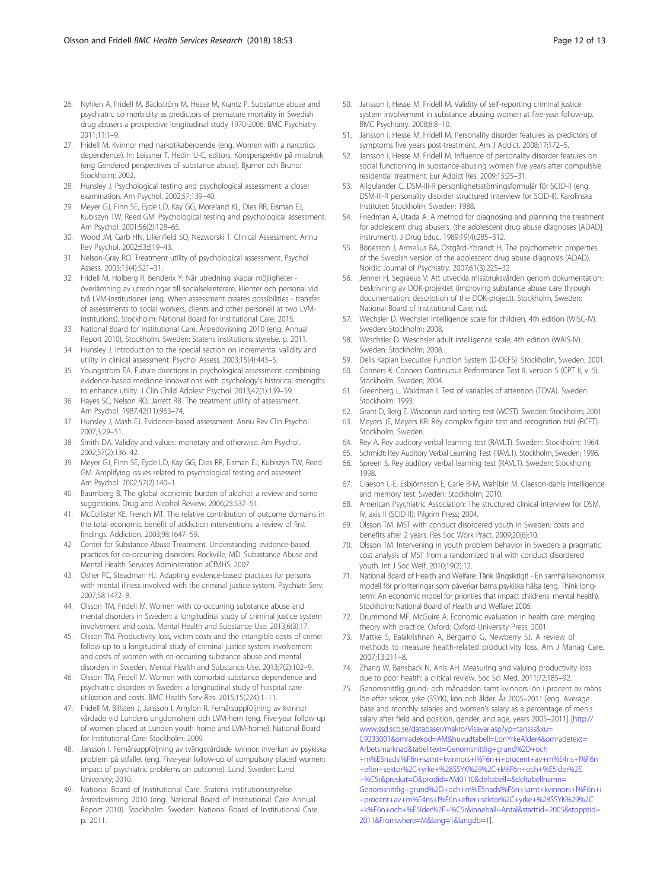26. Nyhlen A, Fridell M, Bäckström M, Hesse M, Krantz P. Substance abuse and psychiatric co-morbidity as predictors of premature mortality in Swedish drug abusers a prospective longitudinal study 1970-2006. BMC Psychiatry. 2011;11:1–9.
27. Fridell M. Kvinnor med narkotikaberoende (eng. Women with a narcotics dependence). In: Leissner T, Hedin U-C, editors. Könsperspektiv på missbruk (eng Gendered perspectives of substance abuse). Bjurner och Bruno: Stockholm; 2002.
28. Hunsley J. Psychological testing and psychological assessment: a closer examination. Am Psychol. 2002;57:139–40.
29. Meyer GJ, Finn SE, Eyde LD, Kay GG, Moreland KL, Dies RR, Eisman EJ, Kubiszyn TW, Reed GM. Psychological testing and psychological assessment. Am Psychol. 2001;56(2):128–65.
30. Wood JM, Garb HN, Lilienfield SO, Nezworski T. Clinical Assessment. Annu Rev Psychol. 2002;53:519–43.
31. Nelson-Gray RO. Treatment utility of psychological assessment. Psychol Assess. 2003;15(4):521–31.
32. Fridell M, Holberg R, Benderix Y: När utredning skapar möjligheter - överlämning av utredningar till socialsekreterare, klienter och personal vid två LVM-institutioner (eng. When assessment creates possibilities - transfer of assessments to social workers, clients and other personell at two LVM-institutions). Stockholm: National Board for Institutional Care; 2015.
33. National Board for Institutional Care. Årsredovisning 2010 (eng. Annual Report 2010), Stockholm. Sweden: Statens institutions styrelse. p. 2011.
34. Hunsley J. Introduction to the special section on incremental validity and utility in clinical assessment. Psychol Assess. 2003;15(4):443–5.
35. Youngstrom EA. Future directions in psychological assessment: combining evidence-based medicine innovations with psychology's historical strengths to enhance utility. J Clin Child Adolesc Psychol. 2013;42(1):139–59.
36. Hayes SC, Nelson RO, Jarrett RB. The treatment utility of assessment. Am Psychol. 1987;42(11):963–74.
37. Hunsley J, Mash EJ. Evidence-based assessment. Annu Rev Clin Psychol. 2007;3:29–51.
38. Smith DA. Validity and values: monetary and otherwise. Am Psychol. 2002;57(2):136–42.
39. Meyer GJ, Finn SE, Eyde LD, Kay GG, Dies RR, Eisman EJ, Kubiszyn TW, Reed GM. Amplifying issues related to psychological testing and assessent. Am Psychol. 2002;57(2):140–1.
40. Baumberg B. The global economic burden of alcohol: a review and some suggestions. Drug and Alcohol Review. 2006;25:537–51.
41. McCollister KE, French MT. The relative contribution of outcome domains in the total economic benefit of addiction interventions: a review of first findings. Addiction. 2003;98:1647–59.
42. Center for Substance Abuse Treatment. Understanding evidence-based practices for co-occurring disorders. Rockville, MD: Subastance Abuse and Mental Health Services Administration aCfMHS; 2007.
43. Osher FC, Steadman HJ. Adapting evidence-based practices for persons with mental illness involved with the criminal justice system. Psychiatr Serv. 2007;58:1472–8.
44. Olsson TM, Fridell M. Women with co-occurring substance abuse and mental disorders in Sweden: a longitudinal study of criminal justice system involvement and costs. Mental Health and Substance Use. 2013;6(3):17.
45. Olsson TM. Productivity loss, victim costs and the intangible costs of crime: follow-up to a longitudinal study of criminal justice system involvement and costs of women with co-occurring substance abuse and mental disorders in Sweden. Mental Health and Substance Use. 2013;7(2):102–9.
46. Olsson TM, Fridell M. Women with comorbid substance dependence and psychiatric disorders in Sweden: a longitudinal study of hospital care utilization and costs. BMC Health Serv Res. 2015;15(224):1–11.
47. Fridell M, Billsten J, Jansson I, Amylon R. Femårsuppföljning av kvinnor vårdade vid Lundens ungdomshem och LVM-hem (eng. Five-year follow-up of women placed at Lunden youth home and LVM-home). National Board for Institutional Care: Stockholm; 2009.
48. Jansson I. Femårsuppföljning av tvångsvårdade kvinnor: inverkan av psykiska problem på utfallet (eng. Five-year follow-up of compulsory placed women: impact of psychiatric problems on outcome). Lund, Sweden: Lund University; 2010.
49. National Board of Institutional Care. Statens institutionsstyrelse årsredovisning 2010 (eng. National Board of Institutional Care Annual Report 2010). Stockholm. Sweden: National Board of Institutional Care. p. 2011.
50. Jansson I, Hesse M, Fridell M. Validity of self-reporting criminal justice system involvement in substance abusing women at five-year follow-up. BMC Psychiatry. 2008;8:8–10.
51. Jansson I, Hesse M, Fridell M. Personality disorder features as predictors of symptoms five years post-treatment. Am J Addict. 2008;17:172–5.
52. Jansson I, Hesse M, Fridell M. Influence of personality disorder features on social functioning in substance-abusing women five years after compulsive residential treatment. Eur Addict Res. 2009;15:25–31.
53. Allgulander C. DSM-III-R personlighetsstörningsformulär för SCID-II (eng. DSM-III-R personality disorder structured interview for SCID-II). Karolinska Institutet: Stockholm, Sweden; 1988.
54. Friedman A, Utada A. A method for diagnosing and planning the treatment for adolescent drug abusers. (the adolescent drug abuse diagnoses [ADAD] instrument). J Drug Educ. 1989;19(4):285–312.
55. Börjesson J, Armelius BA, Ostgård-Ybrandt H. The psychometric properties of the Swedish version of the adolescent drug abuse diagnosis (ADAD). Nordic Journal of Psychiatry. 2007;61(3):225–32.
56. Jenner H, Segraeus V: Att utveckla missbruksvården genom dokumentation: beskrivning av DOK-projektet (improving substance abuse care through documentation: description of the DOK-project). Stockholm, Sweden: National Board of Institutional Care; n.d.
57. Wechsler D. Wechsler intelligence scale for children, 4th edition (WISC-IV). Sweden: Stockholm; 2008.
58. Weschsler D. Weschsler adult intelligence scale, 4th edition (WAIS-IV). Sweden: Stockholm; 2008.
59. Delis Kaplan Executive Function System (D-DEFS). Stockholm, Sweden; 2001.
60. Conners K: Conners Continuous Performance Test II, version 5 (CPT II, v. 5). Stockholm, Sweden; 2004.
61. Greenberg L, Waldman I. Test of variables of attention (TOVA). Sweden: Stockholm; 1993.
62. Grant D, Berg E. Wisconsin card sorting test (WCST). Sweden: Stockholm; 2001.
63. Meyers JE, Meyers KR: Rey complex figure test and recognition trial (RCFT). Stockholm, Sweden.
64. Rey A. Rey auditory verbal learning test (RAVLT). Sweden: Stockholm; 1964.
65. Schmidt: Rey Auditory Verbal Learning Test (RAVLT). Stockholm, Sweden; 1996.
66. Spreen S. Rey auditory verbal learning test (RAVLT). Sweden: Stockholm; 1998.
67. Claeson L-E, Esbjörnsson E, Carle B-M, Wahlbin M. Claeson-dahls intelligence and memory test. Sweden: Stockholm; 2010.
68. American Psychiatric Association: The structured clinical interview for DSM, IV, axis II (SCID II): Pilgrim Press; 2004.
69. Olsson TM. MST with conduct disordered youth in Sweden: costs and benefits after 2 years. Res Soc Work Pract. 2009;20(6):10.
70. Olsson TM. Intervening in youth problem behavior in Sweden: a pragmatic cost analysis of MST from a randomized trial with conduct disordered youth. Int J Soc Welf. 2010;19(2):12.
71. National Board of Health and Welfare: Tänk långsiktigt! - En samhällsekonomisk modell för prioriteringar som påverkar barns psykiska hälsa (eng. Think long-term! An economic model for priorities that impact childrens' mental health). Stockholm: National Board of Health and Welfare; 2006.
72. Drummond MF, McGuire A. Economic evaluation in health care: merging theory with practice. Oxford: Oxford University Press; 2001.
73. Mattke S, Balakrishnan A, Bergamo G, Newberry SJ. A review of methods to measure health-related productivity loss. Am J Manag Care. 2007;13:211–8.
74. Zhang W, Bansback N, Anis AH. Measuring and valuing productivity loss due to poor health: a critical review. Soc Sci Med. 2011;72:185–92.
75. Genomsnittlig grund- och månadslön samt kvinnors lön i procent av mäns lön efter sektor, yrke (SSYK), kön och ålder. År 2005–2011 [eng. Average base and monthly salaries and women's salary as a percentage of men's salary after field and position, gender, and age, years 2005–2011] [http://www.ssd.scb.se/databaser/makro/Visavar.asp?yp=tansss&xu=C9233001&omradekod=AM&huvudtabell=LonYrkeAlder4&omradetext=Arbetsmarknad&tabelltext=Genomsnittlig+grund%2D+och+m%E5nadsl%F6n+samt+kvinnors+l%F6n+i+procent+av+m%E4ns+l%F6n+efter+sektor%2C+yrke+%28SSYK%29%2C+k%F6n+och+%E5lder%2E+%C5r&preskat=O&prodid=AM0110&deltabell=&deltabellnamn=Genomsnittlig+grund%2D+och+m%E5nadsl%F6n+samt+kvinnors+l%F6n+i+procent+av+m%E4ns+l%F6n+efter+sektor%2C+yrke+%28SSYK%29%2C+k%F6n+och+%E5lder%2E+%C5r&innehall=Antal&starttid=2005&stopptid=2011&Fromwhere=M&lang=1&langdb=1].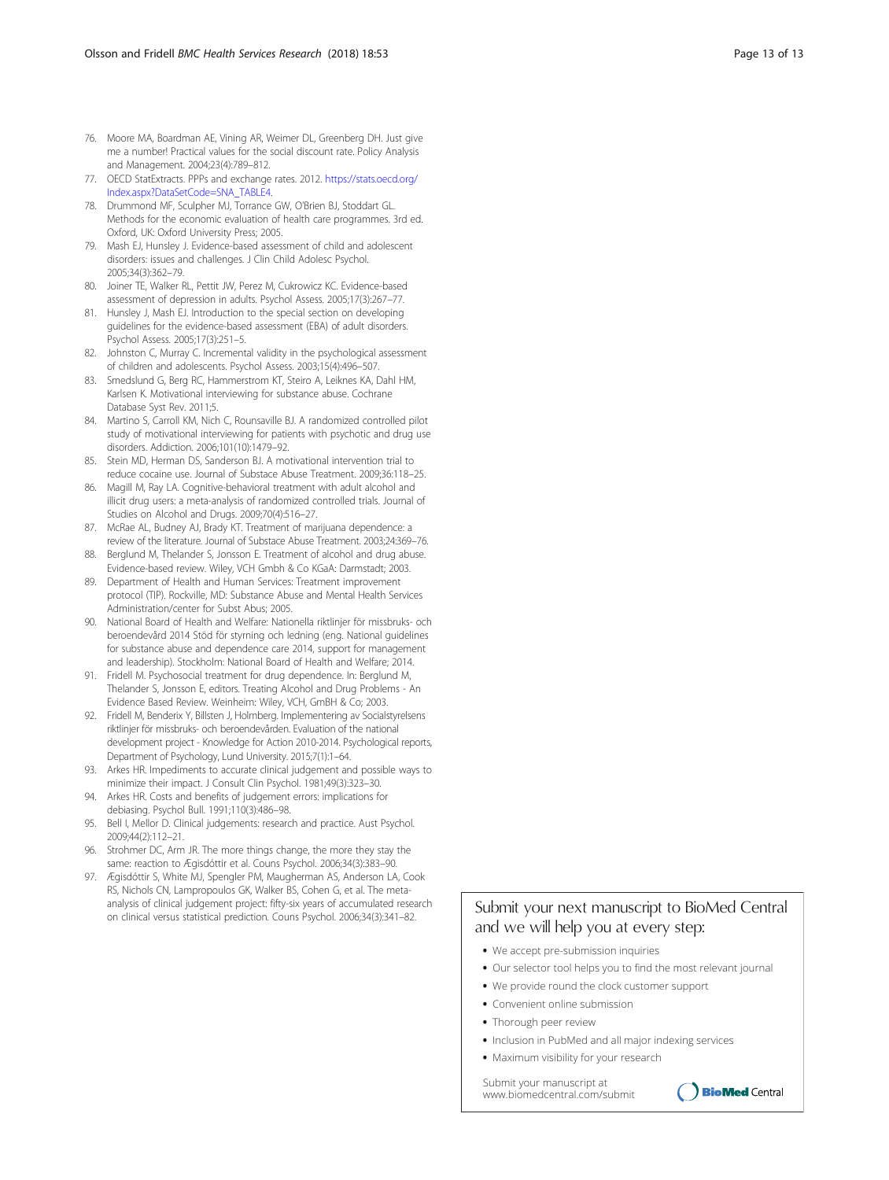76. Moore MA, Boardman AE, Vining AR, Weimer DL, Greenberg DH. Just give me a number! Practical values for the social discount rate. Policy Analysis and Management. 2004;23(4):789–812.
77. OECD StatExtracts. PPPs and exchange rates. 2012. https://stats.oecd.org/Index.aspx?DataSetCode=SNA_TABLE4.
78. Drummond MF, Sculpher MJ, Torrance GW, O'Brien BJ, Stoddart GL. Methods for the economic evaluation of health care programmes. 3rd ed. Oxford, UK: Oxford University Press; 2005.
79. Mash EJ, Hunsley J. Evidence-based assessment of child and adolescent disorders: issues and challenges. J Clin Child Adolesc Psychol. 2005;34(3):362–79.
80. Joiner TE, Walker RL, Pettit JW, Perez M, Cukrowicz KC. Evidence-based assessment of depression in adults. Psychol Assess. 2005;17(3):267–77.
81. Hunsley J, Mash EJ. Introduction to the special section on developing guidelines for the evidence-based assessment (EBA) of adult disorders. Psychol Assess. 2005;17(3):251–5.
82. Johnston C, Murray C. Incremental validity in the psychological assessment of children and adolescents. Psychol Assess. 2003;15(4):496–507.
83. Smedslund G, Berg RC, Hammerstrom KT, Steiro A, Leiknes KA, Dahl HM, Karlsen K. Motivational interviewing for substance abuse. Cochrane Database Syst Rev. 2011;5.
84. Martino S, Carroll KM, Nich C, Rounsaville BJ. A randomized controlled pilot study of motivational interviewing for patients with psychotic and drug use disorders. Addiction. 2006;101(10):1479–92.
85. Stein MD, Herman DS, Sanderson BJ. A motivational intervention trial to reduce cocaine use. Journal of Substace Abuse Treatment. 2009;36:118–25.
86. Magill M, Ray LA. Cognitive-behavioral treatment with adult alcohol and illicit drug users: a meta-analysis of randomized controlled trials. Journal of Studies on Alcohol and Drugs. 2009;70(4):516–27.
87. McRae AL, Budney AJ, Brady KT. Treatment of marijuana dependence: a review of the literature. Journal of Substace Abuse Treatment. 2003;24:369–76.
88. Berglund M, Thelander S, Jonsson E. Treatment of alcohol and drug abuse. Evidence-based review. Wiley, VCH Gmbh & Co KGaA: Darmstadt; 2003.
89. Department of Health and Human Services: Treatment improvement protocol (TIP). Rockville, MD: Substance Abuse and Mental Health Services Administration/center for Subst Abus; 2005.
90. National Board of Health and Welfare: Nationella riktlinjer för missbruks- och beroendevård 2014 Stöd för styrning och ledning (eng. National guidelines for substance abuse and dependence care 2014, support for management and leadership). Stockholm: National Board of Health and Welfare; 2014.
91. Fridell M. Psychosocial treatment for drug dependence. In: Berglund M, Thelander S, Jonsson E, editors. Treating Alcohol and Drug Problems - An Evidence Based Review. Weinheim: Wiley, VCH, GmBH & Co; 2003.
92. Fridell M, Benderix Y, Billsten J, Holmberg. Implementering av Socialstyrelsens riktlinjer för missbruks- och beroendevården. Evaluation of the national development project - Knowledge for Action 2010-2014. Psychological reports, Department of Psychology, Lund University. 2015;7(1):1–64.
93. Arkes HR. Impediments to accurate clinical judgement and possible ways to minimize their impact. J Consult Clin Psychol. 1981;49(3):323–30.
94. Arkes HR. Costs and benefits of judgement errors: implications for debiasing. Psychol Bull. 1991;110(3):486–98.
95. Bell I, Mellor D. Clinical judgements: research and practice. Aust Psychol. 2009;44(2):112–21.
96. Strohmer DC, Arm JR. The more things change, the more they stay the same: reaction to Ægisdóttir et al. Couns Psychol. 2006;34(3):383–90.
97. Ægisdóttir S, White MJ, Spengler PM, Maugherman AS, Anderson LA, Cook RS, Nichols CN, Lampropoulos GK, Walker BS, Cohen G, et al. The meta-analysis of clinical judgement project: fifty-six years of accumulated research on clinical versus statistical prediction. Couns Psychol. 2006;34(3):341–82.

Submit your next manuscript to BioMed Central and we will help you at every step:

- We accept pre-submission inquiries
- Our selector tool helps you to find the most relevant journal
- We provide round the clock customer support
- Convenient online submission
- Thorough peer review
- Inclusion in PubMed and all major indexing services
- Maximum visibility for your research

Submit your manuscript at www.biomedcentral.com/submit

BioMed Central